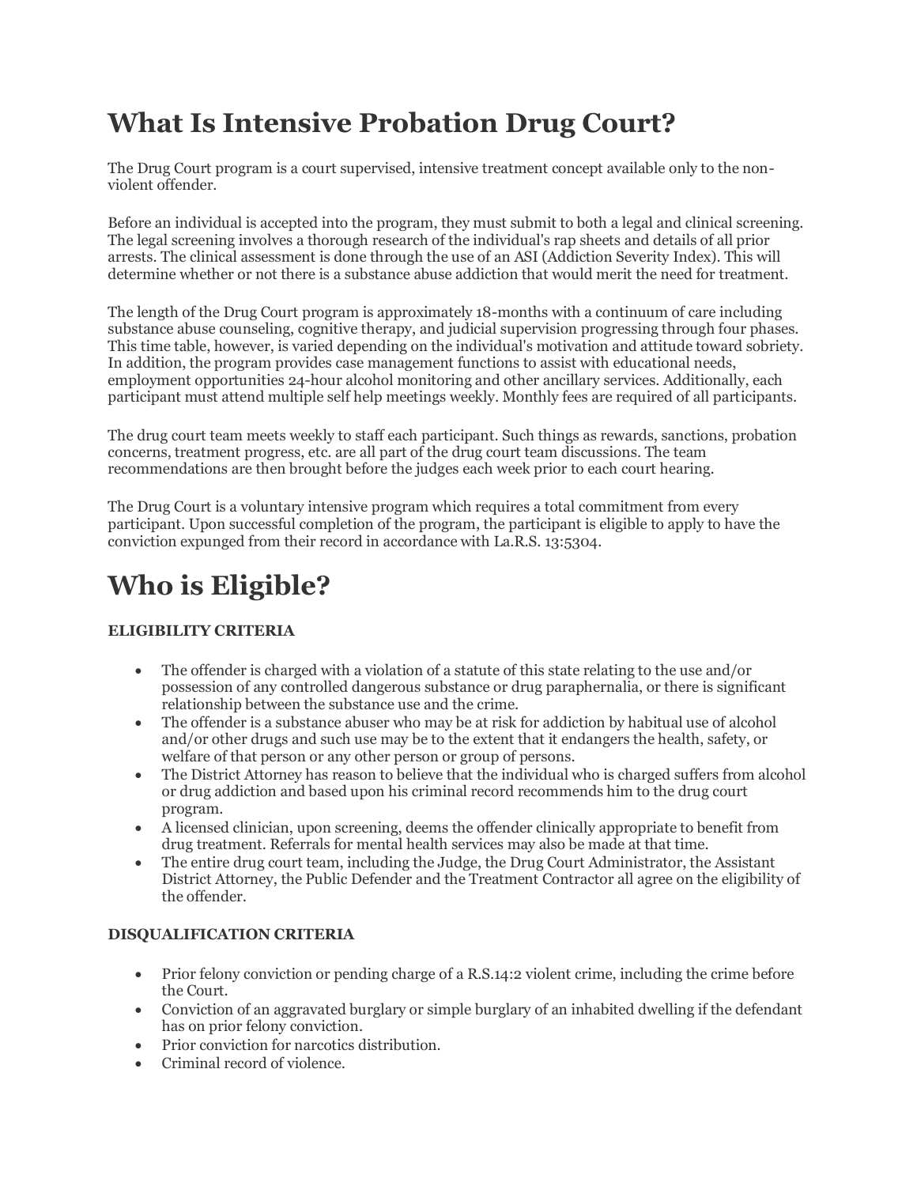# What Is Intensive Probation Drug Court?

The Drug Court program is a court supervised, intensive treatment concept available only to the non-violent offender.

Before an individual is accepted into the program, they must submit to both a legal and clinical screening. The legal screening involves a thorough research of the individual's rap sheets and details of all prior arrests. The clinical assessment is done through the use of an ASI (Addiction Severity Index). This will determine whether or not there is a substance abuse addiction that would merit the need for treatment.

The length of the Drug Court program is approximately 18-months with a continuum of care including substance abuse counseling, cognitive therapy, and judicial supervision progressing through four phases. This time table, however, is varied depending on the individual's motivation and attitude toward sobriety. In addition, the program provides case management functions to assist with educational needs, employment opportunities 24-hour alcohol monitoring and other ancillary services. Additionally, each participant must attend multiple self help meetings weekly. Monthly fees are required of all participants.

The drug court team meets weekly to staff each participant. Such things as rewards, sanctions, probation concerns, treatment progress, etc. are all part of the drug court team discussions. The team recommendations are then brought before the judges each week prior to each court hearing.

The Drug Court is a voluntary intensive program which requires a total commitment from every participant. Upon successful completion of the program, the participant is eligible to apply to have the conviction expunged from their record in accordance with La.R.S. 13:5304.

# Who is Eligible?

**ELIGIBILITY CRITERIA**

- The offender is charged with a violation of a statute of this state relating to the use and/or possession of any controlled dangerous substance or drug paraphernalia, or there is significant relationship between the substance use and the crime.
- The offender is a substance abuser who may be at risk for addiction by habitual use of alcohol and/or other drugs and such use may be to the extent that it endangers the health, safety, or welfare of that person or any other person or group of persons.
- The District Attorney has reason to believe that the individual who is charged suffers from alcohol or drug addiction and based upon his criminal record recommends him to the drug court program.
- A licensed clinician, upon screening, deems the offender clinically appropriate to benefit from drug treatment. Referrals for mental health services may also be made at that time.
- The entire drug court team, including the Judge, the Drug Court Administrator, the Assistant District Attorney, the Public Defender and the Treatment Contractor all agree on the eligibility of the offender.

**DISQUALIFICATION CRITERIA**

- Prior felony conviction or pending charge of a R.S.14:2 violent crime, including the crime before the Court.
- Conviction of an aggravated burglary or simple burglary of an inhabited dwelling if the defendant has on prior felony conviction.
- Prior conviction for narcotics distribution.
- Criminal record of violence.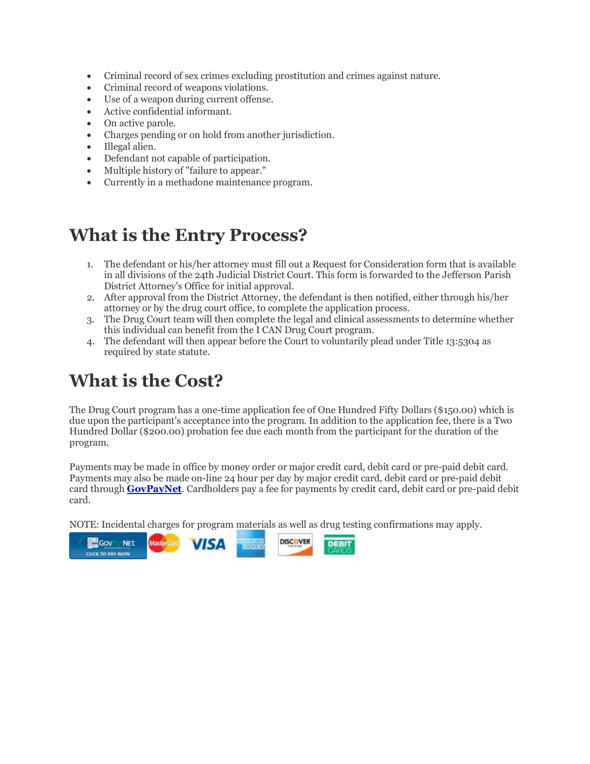- Criminal record of sex crimes excluding prostitution and crimes against nature.
- Criminal record of weapons violations.
- Use of a weapon during current offense.
- Active confidential informant.
- On active parole.
- Charges pending or on hold from another jurisdiction.
- Illegal alien.
- Defendant not capable of participation.
- Multiple history of "failure to appear."
- Currently in a methadone maintenance program.

# What is the Entry Process?

1. The defendant or his/her attorney must fill out a Request for Consideration form that is available in all divisions of the 24th Judicial District Court. This form is forwarded to the Jefferson Parish District Attorney's Office for initial approval.
2. After approval from the District Attorney, the defendant is then notified, either through his/her attorney or by the drug court office, to complete the application process.
3. The Drug Court team will then complete the legal and clinical assessments to determine whether this individual can benefit from the I CAN Drug Court program.
4. The defendant will then appear before the Court to voluntarily plead under Title 13:5304 as required by state statute.

# What is the Cost?

The Drug Court program has a one-time application fee of One Hundred Fifty Dollars ($150.00) which is due upon the participant's acceptance into the program. In addition to the application fee, there is a Two Hundred Dollar ($200.00) probation fee due each month from the participant for the duration of the program.

Payments may be made in office by money order or major credit card, debit card or pre-paid debit card. Payments may also be made on-line 24 hour per day by major credit card, debit card or pre-paid debit card through **GovPayNet**. Cardholders pay a fee for payments by credit card, debit card or pre-paid debit card.

NOTE: Incidental charges for program materials as well as drug testing confirmations may apply.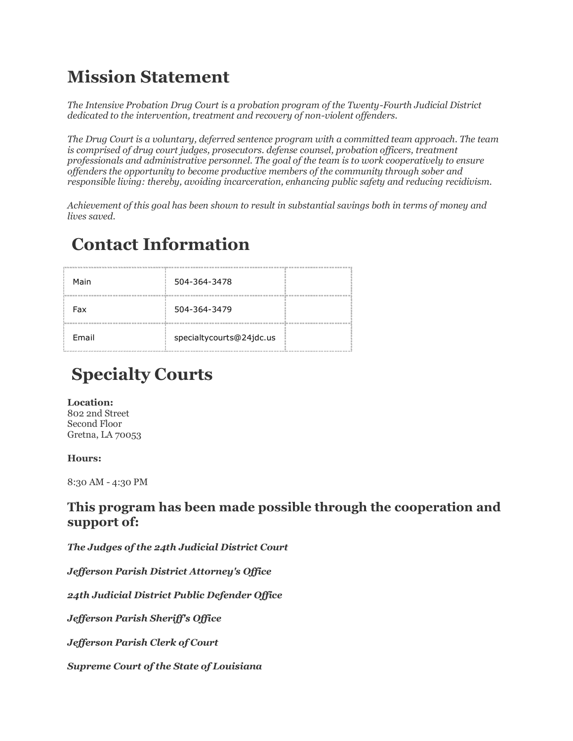# Mission Statement

*The Intensive Probation Drug Court is a probation program of the Twenty-Fourth Judicial District dedicated to the intervention, treatment and recovery of non-violent offenders.*

*The Drug Court is a voluntary, deferred sentence program with a committed team approach. The team is comprised of drug court judges, prosecutors. defense counsel, probation officers, treatment professionals and administrative personnel. The goal of the team is to work cooperatively to ensure offenders the opportunity to become productive members of the community through sober and responsible living: thereby, avoiding incarceration, enhancing public safety and reducing recidivism.*

*Achievement of this goal has been shown to result in substantial savings both in terms of money and lives saved.*

# Contact Information

| | | |
|---|---|---|
| Main | 504-364-3478 | |
| Fax | 504-364-3479 | |
| Email | specialtycourts@24jdc.us | |

# Specialty Courts

**Location:**
802 2nd Street
Second Floor
Gretna, LA 70053

**Hours:**

8:30 AM - 4:30 PM

## This program has been made possible through the cooperation and support of:

***The Judges of the 24th Judicial District Court***

***Jefferson Parish District Attorney's Office***

***24th Judicial District Public Defender Office***

***Jefferson Parish Sheriff's Office***

***Jefferson Parish Clerk of Court***

***Supreme Court of the State of Louisiana***